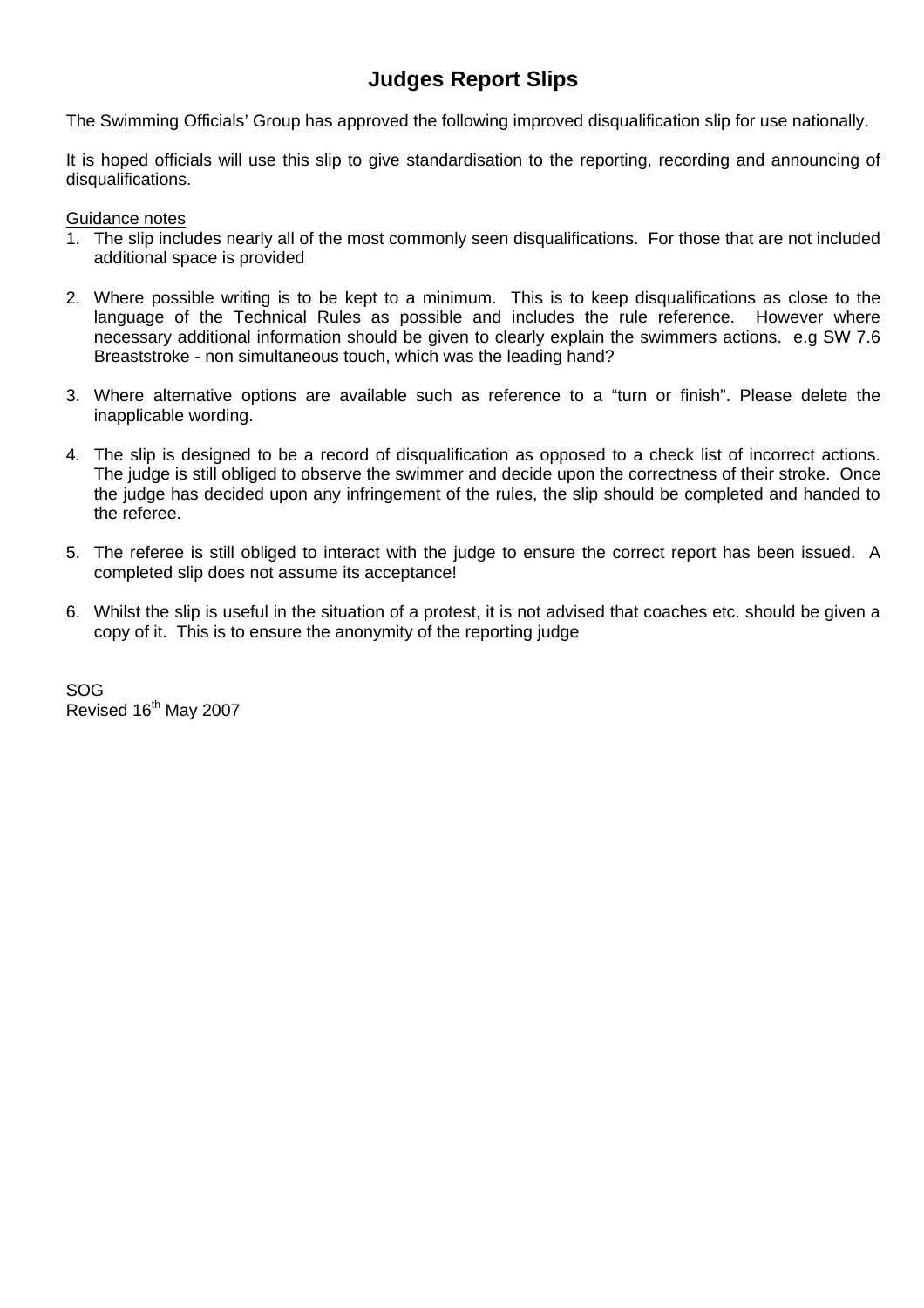# Judges Report Slips

The Swimming Officials' Group has approved the following improved disqualification slip for use nationally.

It is hoped officials will use this slip to give standardisation to the reporting, recording and announcing of disqualifications.

<u>Guidance notes</u>

1. The slip includes nearly all of the most commonly seen disqualifications. For those that are not included additional space is provided

2. Where possible writing is to be kept to a minimum. This is to keep disqualifications as close to the language of the Technical Rules as possible and includes the rule reference. However where necessary additional information should be given to clearly explain the swimmers actions. e.g SW 7.6 Breaststroke - non simultaneous touch, which was the leading hand?

3. Where alternative options are available such as reference to a "turn or finish". Please delete the inapplicable wording.

4. The slip is designed to be a record of disqualification as opposed to a check list of incorrect actions. The judge is still obliged to observe the swimmer and decide upon the correctness of their stroke. Once the judge has decided upon any infringement of the rules, the slip should be completed and handed to the referee.

5. The referee is still obliged to interact with the judge to ensure the correct report has been issued. A completed slip does not assume its acceptance!

6. Whilst the slip is useful in the situation of a protest, it is not advised that coaches etc. should be given a copy of it. This is to ensure the anonymity of the reporting judge

SOG
Revised 16th May 2007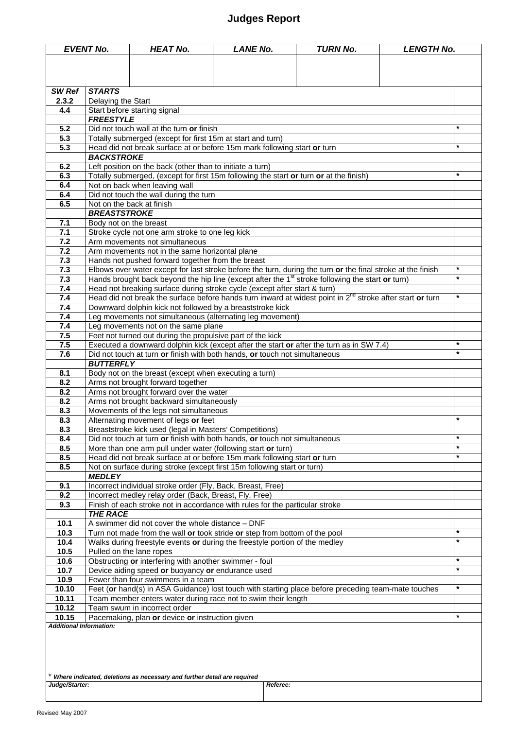# Judges Report

| EVENT No. | HEAT No. | LANE No. | TURN No. | LENGTH No. |
|---|---|---|---|---|
| | | | | |

| SW Ref | STARTS | |
|---|---|---|
| 2.3.2 | Delaying the Start | |
| 4.4 | Start before starting signal | |
| | ***FREESTYLE*** | |
| 5.2 | Did not touch wall at the turn **or** finish | * |
| 5.3 | Totally submerged (except for first 15m at start and turn) | |
| 5.3 | Head did not break surface at or before 15m mark following start **or** turn | * |
| | ***BACKSTROKE*** | |
| 6.2 | Left position on the back (other than to initiate a turn) | |
| 6.3 | Totally submerged, (except for first 15m following the start **or** turn **or** at the finish) | * |
| 6.4 | Not on back when leaving wall | |
| 6.4 | Did not touch the wall during the turn | |
| 6.5 | Not on the back at finish | |
| | ***BREASTSTROKE*** | |
| 7.1 | Body not on the breast | |
| 7.1 | Stroke cycle not one arm stroke to one leg kick | |
| 7.2 | Arm movements not simultaneous | |
| 7.2 | Arm movements not in the same horizontal plane | |
| 7.3 | Hands not pushed forward together from the breast | |
| 7.3 | Elbows over water except for last stroke before the turn, during the turn **or** the final stroke at the finish | * |
| 7.3 | Hands brought back beyond the hip line (except after the 1st stroke following the start **or** turn) | * |
| 7.4 | Head not breaking surface during stroke cycle (except after start & turn) | |
| 7.4 | Head did not break the surface before hands turn inward at widest point in 2nd stroke after start **or** turn | * |
| 7.4 | Downward dolphin kick not followed by a breaststroke kick | |
| 7.4 | Leg movements not simultaneous (alternating leg movement) | |
| 7.4 | Leg movements not on the same plane | |
| 7.5 | Feet not turned out during the propulsive part of the kick | |
| 7.5 | Executed a downward dolphin kick (except after the start **or** after the turn as in SW 7.4) | * |
| 7.6 | Did not touch at turn **or** finish with both hands, **or** touch not simultaneous | * |
| | ***BUTTERFLY*** | |
| 8.1 | Body not on the breast (except when executing a turn) | |
| 8.2 | Arms not brought forward together | |
| 8.2 | Arms not brought forward over the water | |
| 8.2 | Arms not brought backward simultaneously | |
| 8.3 | Movements of the legs not simultaneous | |
| 8.3 | Alternating movement of legs **or** feet | * |
| 8.3 | Breaststroke kick used (legal in Masters' Competitions) | |
| 8.4 | Did not touch at turn **or** finish with both hands, **or** touch not simultaneous | * |
| 8.5 | More than one arm pull under water (following start **or** turn) | * |
| 8.5 | Head did not break surface at or before 15m mark following start **or** turn | * |
| 8.5 | Not on surface during stroke (except first 15m following start or turn) | |
| | ***MEDLEY*** | |
| 9.1 | Incorrect individual stroke order (Fly, Back, Breast, Free) | |
| 9.2 | Incorrect medley relay order (Back, Breast, Fly, Free) | |
| 9.3 | Finish of each stroke not in accordance with rules for the particular stroke | |
| | ***THE RACE*** | |
| 10.1 | A swimmer did not cover the whole distance – DNF | |
| 10.3 | Turn not made from the wall **or** took stride **or** step from bottom of the pool | * |
| 10.4 | Walks during freestyle events **or** during the freestyle portion of the medley | * |
| 10.5 | Pulled on the lane ropes | |
| 10.6 | Obstructing **or** interfering with another swimmer - foul | * |
| 10.7 | Device aiding speed **or** buoyancy **or** endurance used | * |
| 10.9 | Fewer than four swimmers in a team | |
| 10.10 | Feet (**or** hand(s) in ASA Guidance) lost touch with starting place before preceding team-mate touches | * |
| 10.11 | Team member enters water during race not to swim their length | |
| 10.12 | Team swum in incorrect order | |
| 10.15 | Pacemaking, plan **or** device **or** instruction given | * |

***Additional Information:***

\* ***Where indicated, deletions as necessary and further detail are required***

| Judge/Starter: | Referee: |
|---|---|
| | |

Revised May 2007